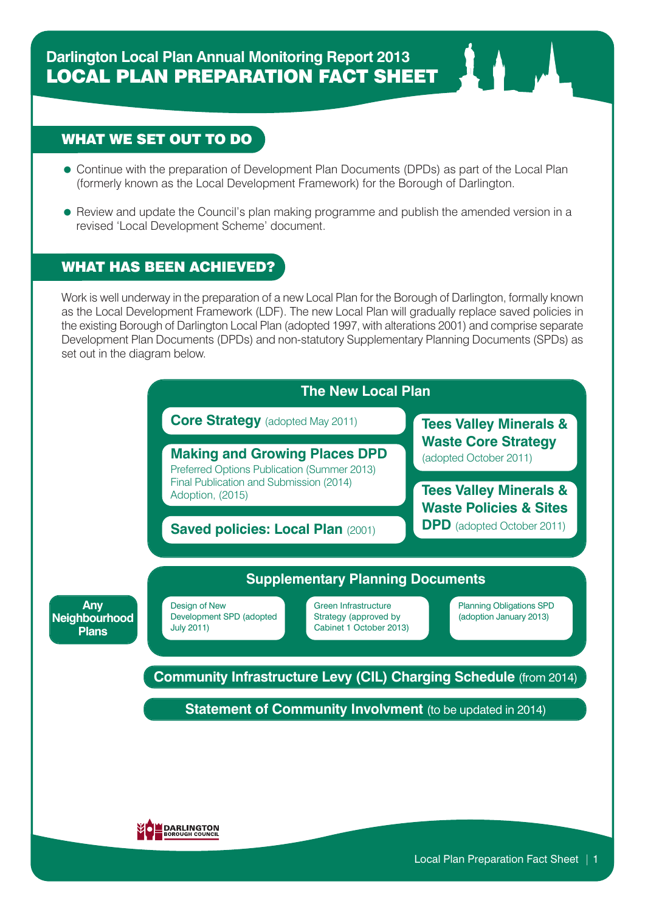# Darlington Local Plan Annual Monitoring Report 2013

# LOCAL PLAN PREPARATION FACT SHEET

## WHAT WE SET OUT TO DO

- Continue with the preparation of Development Plan Documents (DPDs) as part of the Local Plan (formerly known as the Local Development Framework) for the Borough of Darlington.
- Review and update the Council's plan making programme and publish the amended version in a revised 'Local Development Scheme' document.

## WHAT HAS BEEN ACHIEVED?

Work is well underway in the preparation of a new Local Plan for the Borough of Darlington, formally known as the Local Development Framework (LDF). The new Local Plan will gradually replace saved policies in the existing Borough of Darlington Local Plan (adopted 1997, with alterations 2001) and comprise separate Development Plan Documents (DPDs) and non-statutory Supplementary Planning Documents (SPDs) as set out in the diagram below.

### The New Local Plan

- **Core Strategy** (adopted May 2011)
- **Making and Growing Places DPD**
  Preferred Options Publication (Summer 2013)
  Final Publication and Submission (2014)
  Adoption, (2015)
- **Saved policies: Local Plan** (2001)
- **Tees Valley Minerals & Waste Core Strategy** (adopted October 2011)
- **Tees Valley Minerals & Waste Policies & Sites DPD** (adopted October 2011)

### Supplementary Planning Documents

- Design of New Development SPD (adopted July 2011)
- Green Infrastructure Strategy (approved by Cabinet 1 October 2013)
- Planning Obligations SPD (adoption January 2013)

**Any Neighbourhood Plans**

**Community Infrastructure Levy (CIL) Charging Schedule** (from 2014)

**Statement of Community Involvment** (to be updated in 2014)

DARLINGTON BOROUGH COUNCIL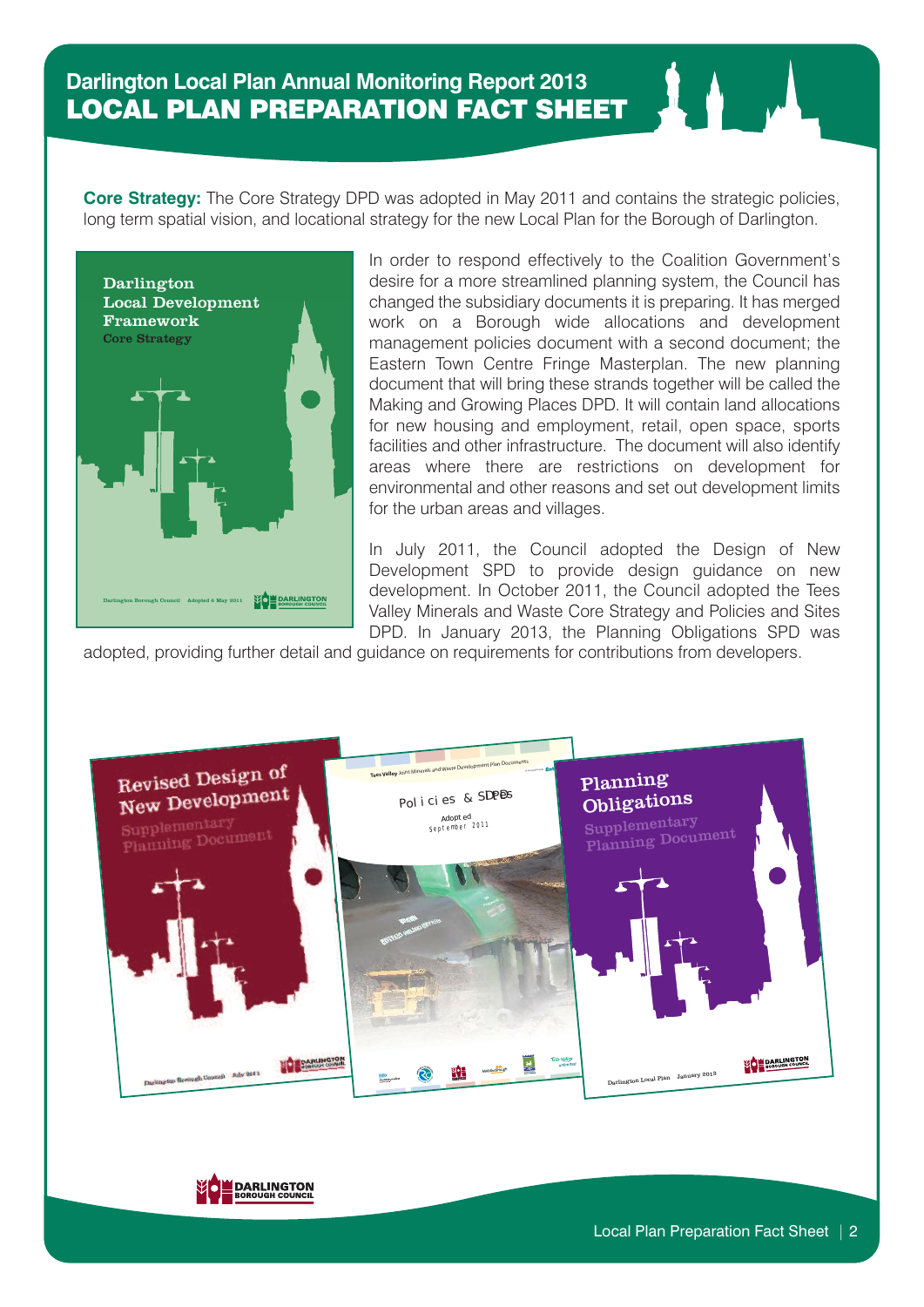# Darlington Local Plan Annual Monitoring Report 2013
## LOCAL PLAN PREPARATION FACT SHEET

**Core Strategy:** The Core Strategy DPD was adopted in May 2011 and contains the strategic policies, long term spatial vision, and locational strategy for the new Local Plan for the Borough of Darlington.

In order to respond effectively to the Coalition Government's desire for a more streamlined planning system, the Council has changed the subsidiary documents it is preparing. It has merged work on a Borough wide allocations and development management policies document with a second document; the Eastern Town Centre Fringe Masterplan. The new planning document that will bring these strands together will be called the Making and Growing Places DPD. It will contain land allocations for new housing and employment, retail, open space, sports facilities and other infrastructure. The document will also identify areas where there are restrictions on development for environmental and other reasons and set out development limits for the urban areas and villages.

In July 2011, the Council adopted the Design of New Development SPD to provide design guidance on new development. In October 2011, the Council adopted the Tees Valley Minerals and Waste Core Strategy and Policies and Sites DPD. In January 2013, the Planning Obligations SPD was adopted, providing further detail and guidance on requirements for contributions from developers.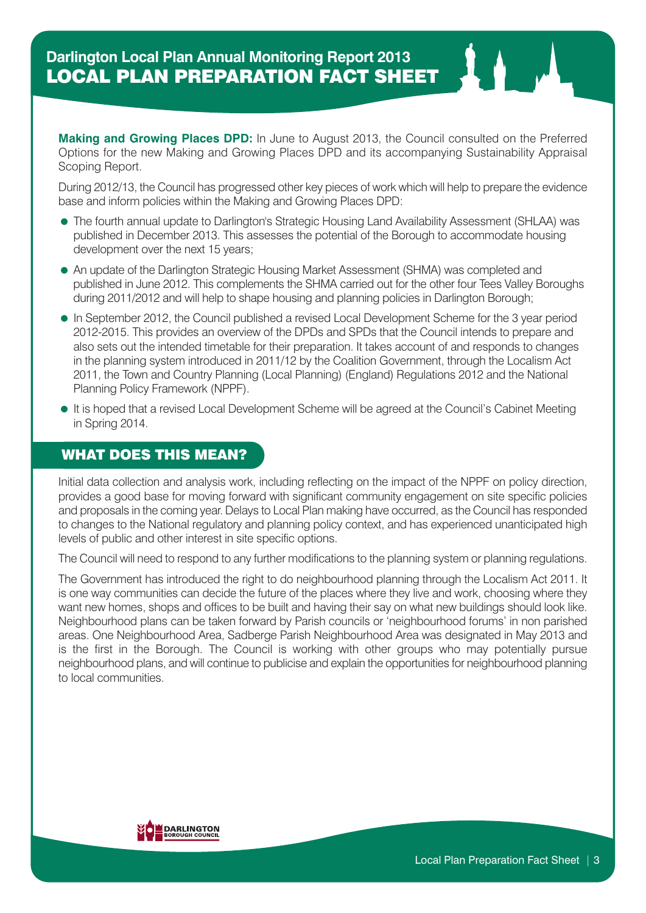# Darlington Local Plan Annual Monitoring Report 2013

## LOCAL PLAN PREPARATION FACT SHEET

**Making and Growing Places DPD:** In June to August 2013, the Council consulted on the Preferred Options for the new Making and Growing Places DPD and its accompanying Sustainability Appraisal Scoping Report.

During 2012/13, the Council has progressed other key pieces of work which will help to prepare the evidence base and inform policies within the Making and Growing Places DPD:

- The fourth annual update to Darlington's Strategic Housing Land Availability Assessment (SHLAA) was published in December 2013. This assesses the potential of the Borough to accommodate housing development over the next 15 years;
- An update of the Darlington Strategic Housing Market Assessment (SHMA) was completed and published in June 2012. This complements the SHMA carried out for the other four Tees Valley Boroughs during 2011/2012 and will help to shape housing and planning policies in Darlington Borough;
- In September 2012, the Council published a revised Local Development Scheme for the 3 year period 2012-2015. This provides an overview of the DPDs and SPDs that the Council intends to prepare and also sets out the intended timetable for their preparation. It takes account of and responds to changes in the planning system introduced in 2011/12 by the Coalition Government, through the Localism Act 2011, the Town and Country Planning (Local Planning) (England) Regulations 2012 and the National Planning Policy Framework (NPPF).
- It is hoped that a revised Local Development Scheme will be agreed at the Council's Cabinet Meeting in Spring 2014.

## WHAT DOES THIS MEAN?

Initial data collection and analysis work, including reflecting on the impact of the NPPF on policy direction, provides a good base for moving forward with significant community engagement on site specific policies and proposals in the coming year. Delays to Local Plan making have occurred, as the Council has responded to changes to the National regulatory and planning policy context, and has experienced unanticipated high levels of public and other interest in site specific options.

The Council will need to respond to any further modifications to the planning system or planning regulations.

The Government has introduced the right to do neighbourhood planning through the Localism Act 2011. It is one way communities can decide the future of the places where they live and work, choosing where they want new homes, shops and offices to be built and having their say on what new buildings should look like. Neighbourhood plans can be taken forward by Parish councils or 'neighbourhood forums' in non parished areas. One Neighbourhood Area, Sadberge Parish Neighbourhood Area was designated in May 2013 and is the first in the Borough. The Council is working with other groups who may potentially pursue neighbourhood plans, and will continue to publicise and explain the opportunities for neighbourhood planning to local communities.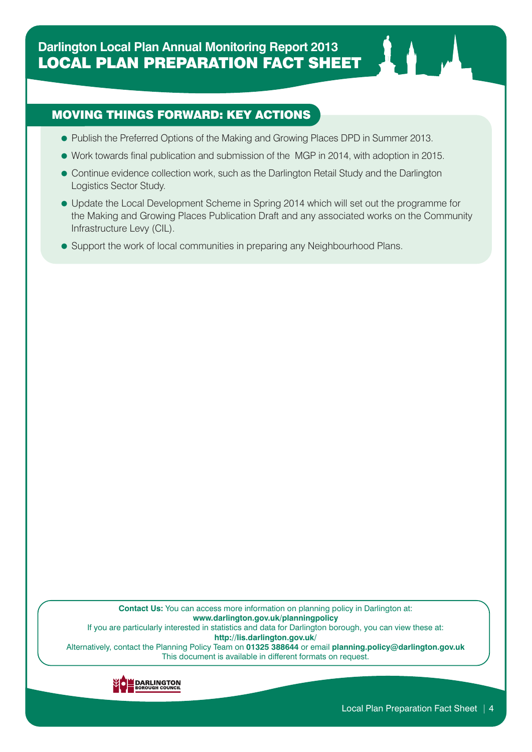# Darlington Local Plan Annual Monitoring Report 2013
## LOCAL PLAN PREPARATION FACT SHEET

### MOVING THINGS FORWARD: KEY ACTIONS

- Publish the Preferred Options of the Making and Growing Places DPD in Summer 2013.
- Work towards final publication and submission of the MGP in 2014, with adoption in 2015.
- Continue evidence collection work, such as the Darlington Retail Study and the Darlington Logistics Sector Study.
- Update the Local Development Scheme in Spring 2014 which will set out the programme for the Making and Growing Places Publication Draft and any associated works on the Community Infrastructure Levy (CIL).
- Support the work of local communities in preparing any Neighbourhood Plans.

**Contact Us:** You can access more information on planning policy in Darlington at:
**www.darlington.gov.uk/planningpolicy**
If you are particularly interested in statistics and data for Darlington borough, you can view these at:
**http://lis.darlington.gov.uk/**
Alternatively, contact the Planning Policy Team on **01325 388644** or email **planning.policy@darlington.gov.uk**
This document is available in different formats on request.

DARLINGTON BOROUGH COUNCIL